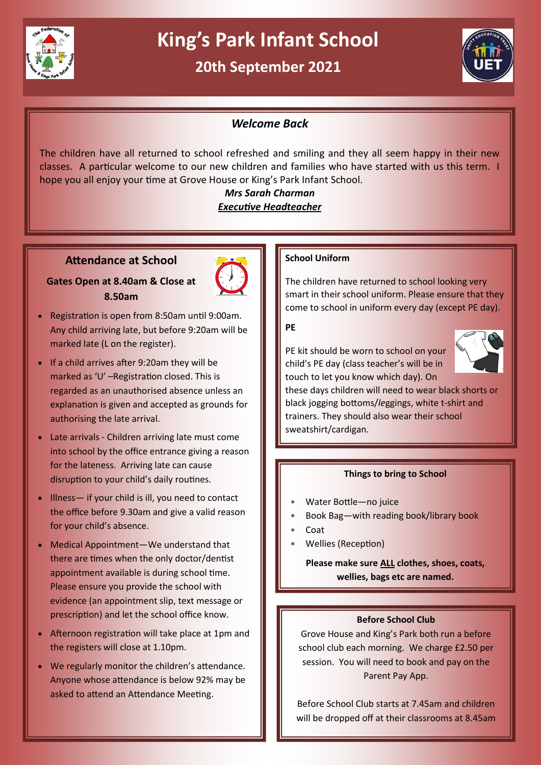# King's Park Infant School

## 20th September 2021

### *Welcome Back*

The children have all returned to school refreshed and smiling and they all seem happy in their new classes. A particular welcome to our new children and families who have started with us this term. I hope you all enjoy your time at Grove House or King's Park Infant School.

***Mrs Sarah Charman***
***Executive Headteacher***

### Attendance at School

**Gates Open at 8.40am & Close at 8.50am**

- Registration is open from 8:50am until 9:00am. Any child arriving late, but before 9:20am will be marked late (L on the register).
- If a child arrives after 9:20am they will be marked as 'U' –Registration closed. This is regarded as an unauthorised absence unless an explanation is given and accepted as grounds for authorising the late arrival.
- Late arrivals - Children arriving late must come into school by the office entrance giving a reason for the lateness. Arriving late can cause disruption to your child's daily routines.
- Illness— if your child is ill, you need to contact the office before 9.30am and give a valid reason for your child's absence.
- Medical Appointment—We understand that there are times when the only doctor/dentist appointment available is during school time. Please ensure you provide the school with evidence (an appointment slip, text message or prescription) and let the school office know.
- Afternoon registration will take place at 1pm and the registers will close at 1.10pm.
- We regularly monitor the children's attendance. Anyone whose attendance is below 92% may be asked to attend an Attendance Meeting.

### School Uniform

The children have returned to school looking very smart in their school uniform. Please ensure that they come to school in uniform every day (except PE day).

**PE**

PE kit should be worn to school on your child's PE day (class teacher's will be in touch to let you know which day). On these days children will need to wear black shorts or black jogging bottoms/leggings, white t-shirt and trainers. They should also wear their school sweatshirt/cardigan.

### Things to bring to School

- Water Bottle—no juice
- Book Bag—with reading book/library book
- Coat
- Wellies (Reception)

**Please make sure ALL clothes, shoes, coats, wellies, bags etc are named.**

### Before School Club

Grove House and King's Park both run a before school club each morning. We charge £2.50 per session. You will need to book and pay on the Parent Pay App.

Before School Club starts at 7.45am and children will be dropped off at their classrooms at 8.45am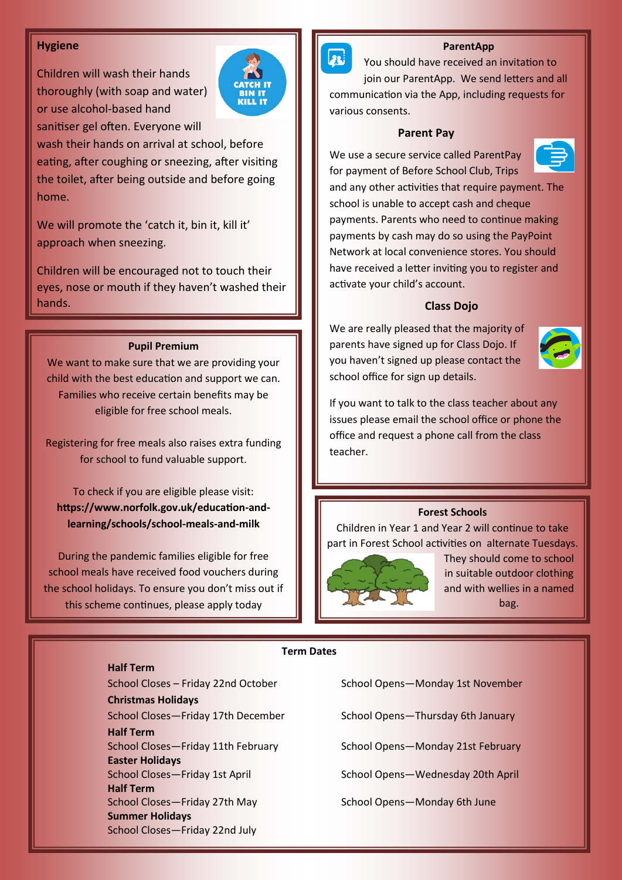## Hygiene

Children will wash their hands thoroughly (with soap and water) or use alcohol-based hand sanitiser gel often. Everyone will wash their hands on arrival at school, before eating, after coughing or sneezing, after visiting the toilet, after being outside and before going home.

We will promote the 'catch it, bin it, kill it' approach when sneezing.

Children will be encouraged not to touch their eyes, nose or mouth if they haven't washed their hands.

## Pupil Premium

We want to make sure that we are providing your child with the best education and support we can. Families who receive certain benefits may be eligible for free school meals.

Registering for free meals also raises extra funding for school to fund valuable support.

To check if you are eligible please visit:
**https://www.norfolk.gov.uk/education-and-learning/schools/school-meals-and-milk**

During the pandemic families eligible for free school meals have received food vouchers during the school holidays. To ensure you don't miss out if this scheme continues, please apply today

## ParentApp

You should have received an invitation to join our ParentApp. We send letters and all communication via the App, including requests for various consents.

## Parent Pay

We use a secure service called ParentPay for payment of Before School Club, Trips and any other activities that require payment. The school is unable to accept cash and cheque payments. Parents who need to continue making payments by cash may do so using the PayPoint Network at local convenience stores. You should have received a letter inviting you to register and activate your child's account.

## Class Dojo

We are really pleased that the majority of parents have signed up for Class Dojo. If you haven't signed up please contact the school office for sign up details.

If you want to talk to the class teacher about any issues please email the school office or phone the office and request a phone call from the class teacher.

## Forest Schools

Children in Year 1 and Year 2 will continue to take part in Forest School activities on alternate Tuesdays. They should come to school in suitable outdoor clothing and with wellies in a named bag.

## Term Dates

**Half Term**
School Closes – Friday 22nd October — School Opens—Monday 1st November

**Christmas Holidays**
School Closes—Friday 17th December — School Opens—Thursday 6th January

**Half Term**
School Closes—Friday 11th February — School Opens—Monday 21st February

**Easter Holidays**
School Closes—Friday 1st April — School Opens—Wednesday 20th April

**Half Term**
School Closes—Friday 27th May — School Opens—Monday 6th June

**Summer Holidays**
School Closes—Friday 22nd July